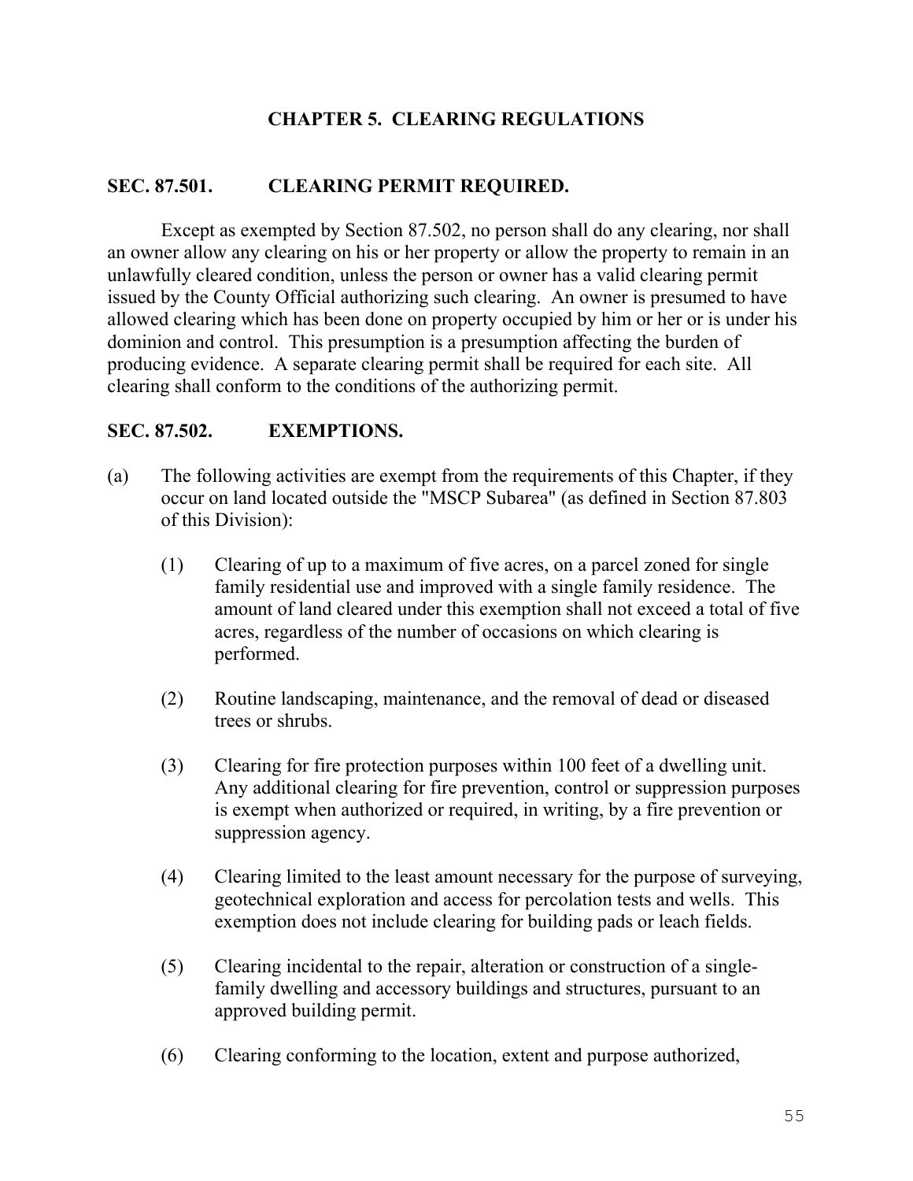# CHAPTER 5. CLEARING REGULATIONS

## SEC. 87.501. CLEARING PERMIT REQUIRED.

Except as exempted by Section 87.502, no person shall do any clearing, nor shall an owner allow any clearing on his or her property or allow the property to remain in an unlawfully cleared condition, unless the person or owner has a valid clearing permit issued by the County Official authorizing such clearing. An owner is presumed to have allowed clearing which has been done on property occupied by him or her or is under his dominion and control. This presumption is a presumption affecting the burden of producing evidence. A separate clearing permit shall be required for each site. All clearing shall conform to the conditions of the authorizing permit.

## SEC. 87.502. EXEMPTIONS.

(a) The following activities are exempt from the requirements of this Chapter, if they occur on land located outside the "MSCP Subarea" (as defined in Section 87.803 of this Division):

(1) Clearing of up to a maximum of five acres, on a parcel zoned for single family residential use and improved with a single family residence. The amount of land cleared under this exemption shall not exceed a total of five acres, regardless of the number of occasions on which clearing is performed.

(2) Routine landscaping, maintenance, and the removal of dead or diseased trees or shrubs.

(3) Clearing for fire protection purposes within 100 feet of a dwelling unit. Any additional clearing for fire prevention, control or suppression purposes is exempt when authorized or required, in writing, by a fire prevention or suppression agency.

(4) Clearing limited to the least amount necessary for the purpose of surveying, geotechnical exploration and access for percolation tests and wells. This exemption does not include clearing for building pads or leach fields.

(5) Clearing incidental to the repair, alteration or construction of a single-family dwelling and accessory buildings and structures, pursuant to an approved building permit.

(6) Clearing conforming to the location, extent and purpose authorized,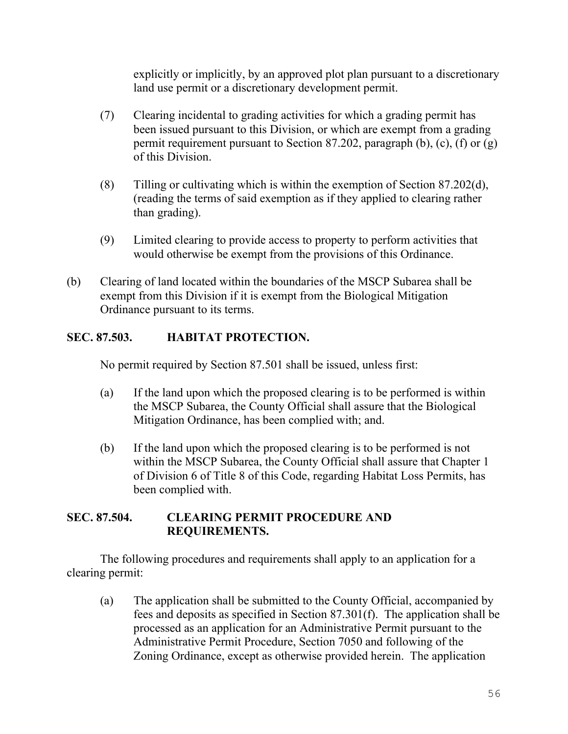explicitly or implicitly, by an approved plot plan pursuant to a discretionary land use permit or a discretionary development permit.

(7) Clearing incidental to grading activities for which a grading permit has been issued pursuant to this Division, or which are exempt from a grading permit requirement pursuant to Section 87.202, paragraph (b), (c), (f) or (g) of this Division.

(8) Tilling or cultivating which is within the exemption of Section 87.202(d), (reading the terms of said exemption as if they applied to clearing rather than grading).

(9) Limited clearing to provide access to property to perform activities that would otherwise be exempt from the provisions of this Ordinance.

(b) Clearing of land located within the boundaries of the MSCP Subarea shall be exempt from this Division if it is exempt from the Biological Mitigation Ordinance pursuant to its terms.

### SEC. 87.503. HABITAT PROTECTION.

No permit required by Section 87.501 shall be issued, unless first:

(a) If the land upon which the proposed clearing is to be performed is within the MSCP Subarea, the County Official shall assure that the Biological Mitigation Ordinance, has been complied with; and.

(b) If the land upon which the proposed clearing is to be performed is not within the MSCP Subarea, the County Official shall assure that Chapter 1 of Division 6 of Title 8 of this Code, regarding Habitat Loss Permits, has been complied with.

### SEC. 87.504. CLEARING PERMIT PROCEDURE AND REQUIREMENTS.

The following procedures and requirements shall apply to an application for a clearing permit:

(a) The application shall be submitted to the County Official, accompanied by fees and deposits as specified in Section 87.301(f). The application shall be processed as an application for an Administrative Permit pursuant to the Administrative Permit Procedure, Section 7050 and following of the Zoning Ordinance, except as otherwise provided herein. The application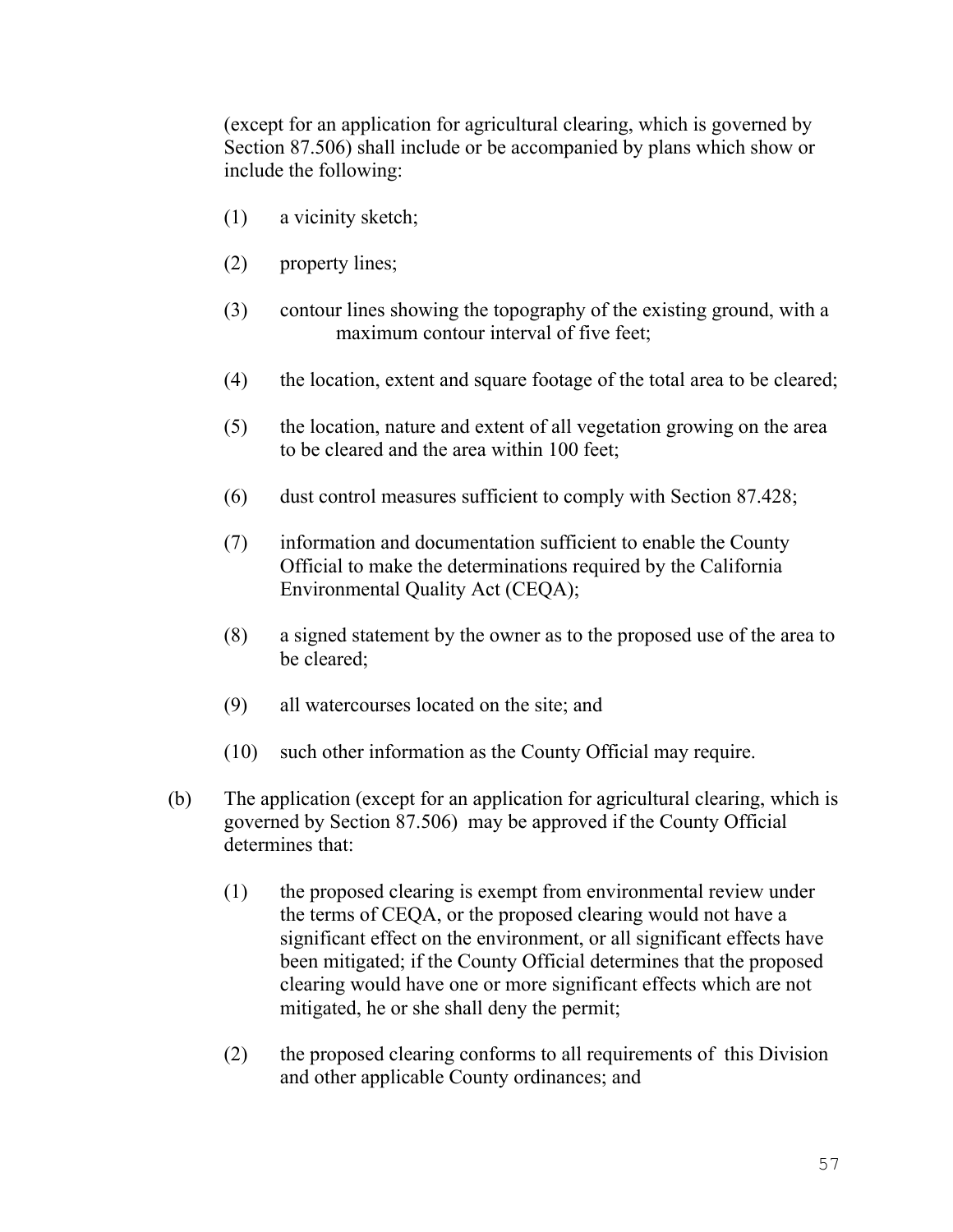(except for an application for agricultural clearing, which is governed by Section 87.506) shall include or be accompanied by plans which show or include the following:

(1) a vicinity sketch;

(2) property lines;

(3) contour lines showing the topography of the existing ground, with a maximum contour interval of five feet;

(4) the location, extent and square footage of the total area to be cleared;

(5) the location, nature and extent of all vegetation growing on the area to be cleared and the area within 100 feet;

(6) dust control measures sufficient to comply with Section 87.428;

(7) information and documentation sufficient to enable the County Official to make the determinations required by the California Environmental Quality Act (CEQA);

(8) a signed statement by the owner as to the proposed use of the area to be cleared;

(9) all watercourses located on the site; and

(10) such other information as the County Official may require.

(b) The application (except for an application for agricultural clearing, which is governed by Section 87.506) may be approved if the County Official determines that:

(1) the proposed clearing is exempt from environmental review under the terms of CEQA, or the proposed clearing would not have a significant effect on the environment, or all significant effects have been mitigated; if the County Official determines that the proposed clearing would have one or more significant effects which are not mitigated, he or she shall deny the permit;

(2) the proposed clearing conforms to all requirements of this Division and other applicable County ordinances; and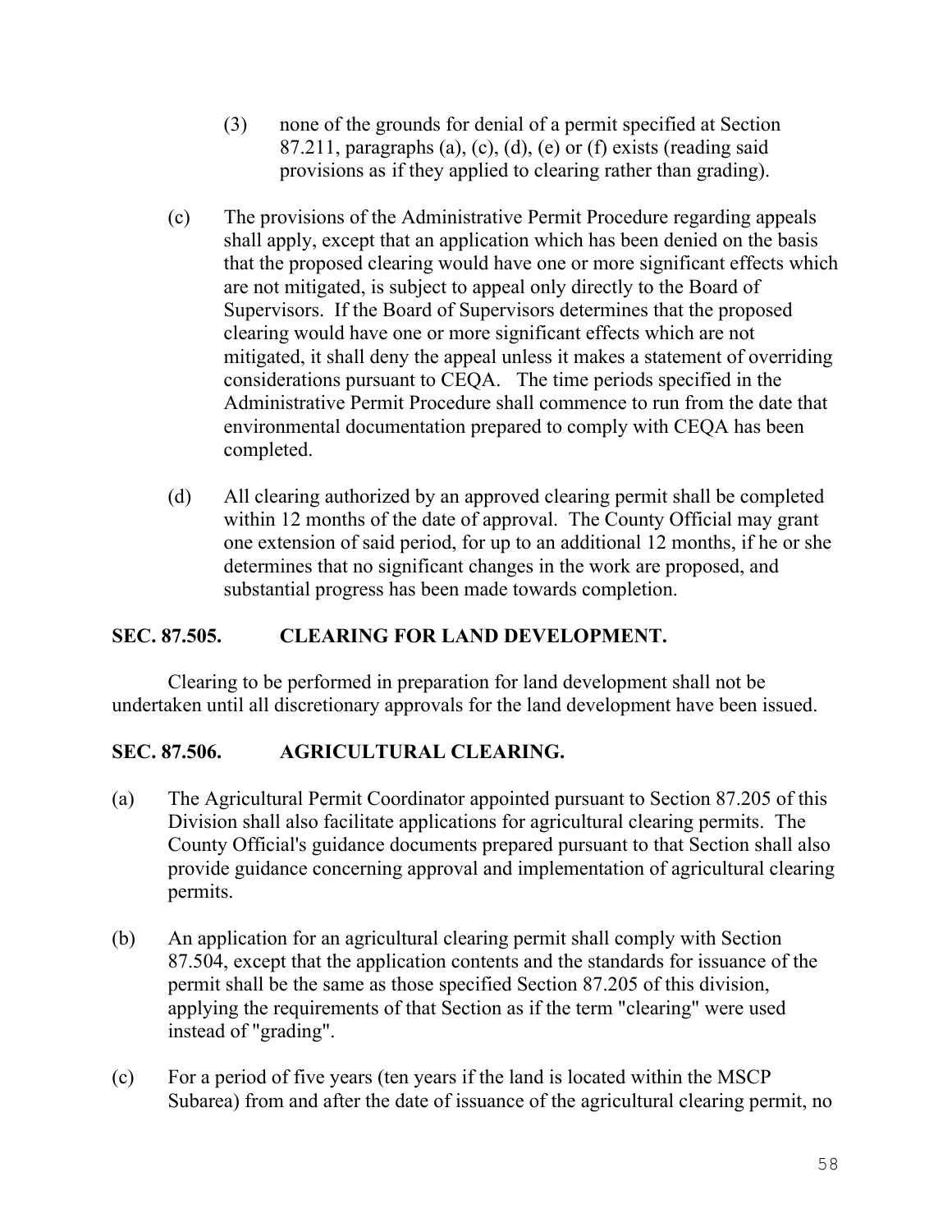(3) none of the grounds for denial of a permit specified at Section 87.211, paragraphs (a), (c), (d), (e) or (f) exists (reading said provisions as if they applied to clearing rather than grading).

(c) The provisions of the Administrative Permit Procedure regarding appeals shall apply, except that an application which has been denied on the basis that the proposed clearing would have one or more significant effects which are not mitigated, is subject to appeal only directly to the Board of Supervisors. If the Board of Supervisors determines that the proposed clearing would have one or more significant effects which are not mitigated, it shall deny the appeal unless it makes a statement of overriding considerations pursuant to CEQA. The time periods specified in the Administrative Permit Procedure shall commence to run from the date that environmental documentation prepared to comply with CEQA has been completed.

(d) All clearing authorized by an approved clearing permit shall be completed within 12 months of the date of approval. The County Official may grant one extension of said period, for up to an additional 12 months, if he or she determines that no significant changes in the work are proposed, and substantial progress has been made towards completion.

## SEC. 87.505. CLEARING FOR LAND DEVELOPMENT.

Clearing to be performed in preparation for land development shall not be undertaken until all discretionary approvals for the land development have been issued.

## SEC. 87.506. AGRICULTURAL CLEARING.

(a) The Agricultural Permit Coordinator appointed pursuant to Section 87.205 of this Division shall also facilitate applications for agricultural clearing permits. The County Official's guidance documents prepared pursuant to that Section shall also provide guidance concerning approval and implementation of agricultural clearing permits.

(b) An application for an agricultural clearing permit shall comply with Section 87.504, except that the application contents and the standards for issuance of the permit shall be the same as those specified Section 87.205 of this division, applying the requirements of that Section as if the term "clearing" were used instead of "grading".

(c) For a period of five years (ten years if the land is located within the MSCP Subarea) from and after the date of issuance of the agricultural clearing permit, no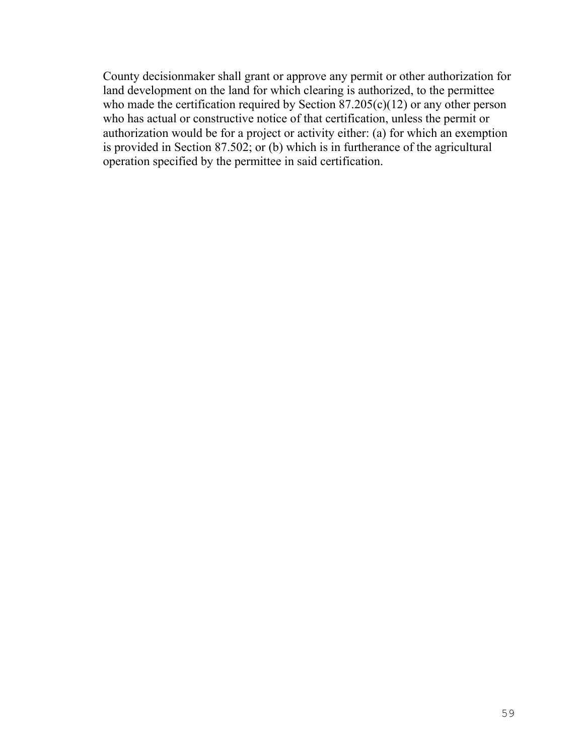County decisionmaker shall grant or approve any permit or other authorization for land development on the land for which clearing is authorized, to the permittee who made the certification required by Section 87.205(c)(12) or any other person who has actual or constructive notice of that certification, unless the permit or authorization would be for a project or activity either: (a) for which an exemption is provided in Section 87.502; or (b) which is in furtherance of the agricultural operation specified by the permittee in said certification.